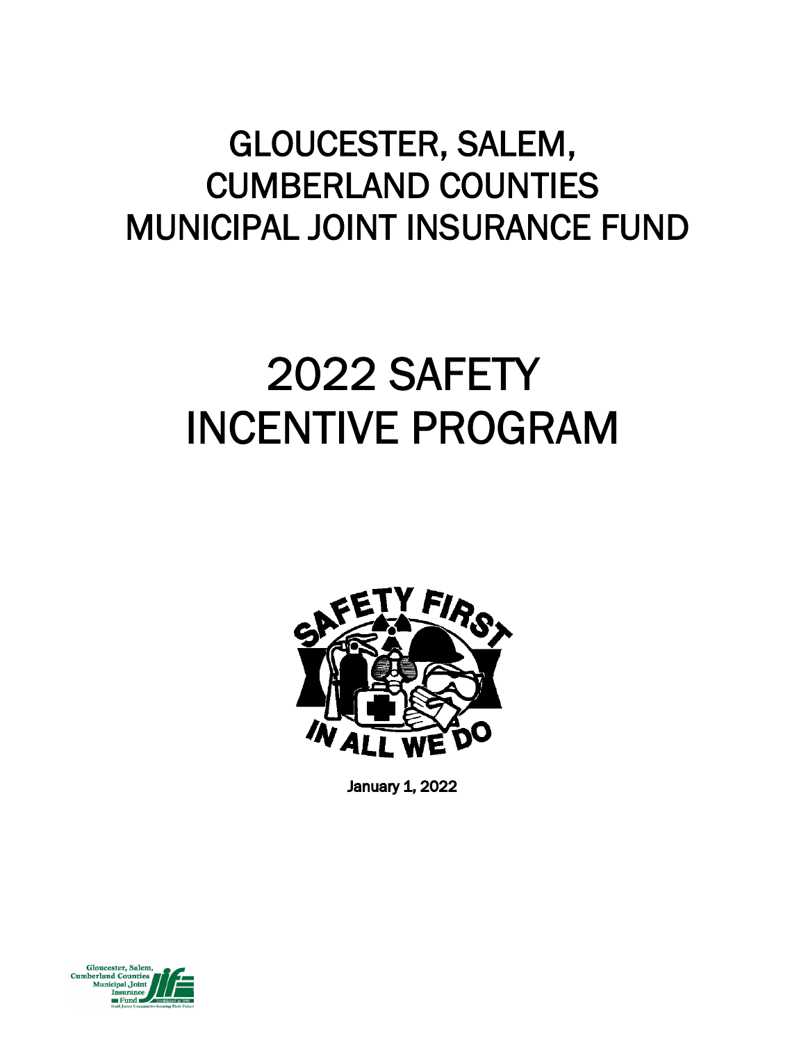# GLOUCESTER, SALEM, CUMBERLAND COUNTIES MUNICIPAL JOINT INSURANCE FUND

# 2022 SAFETY INCENTIVE PROGRAM

January 1, 2022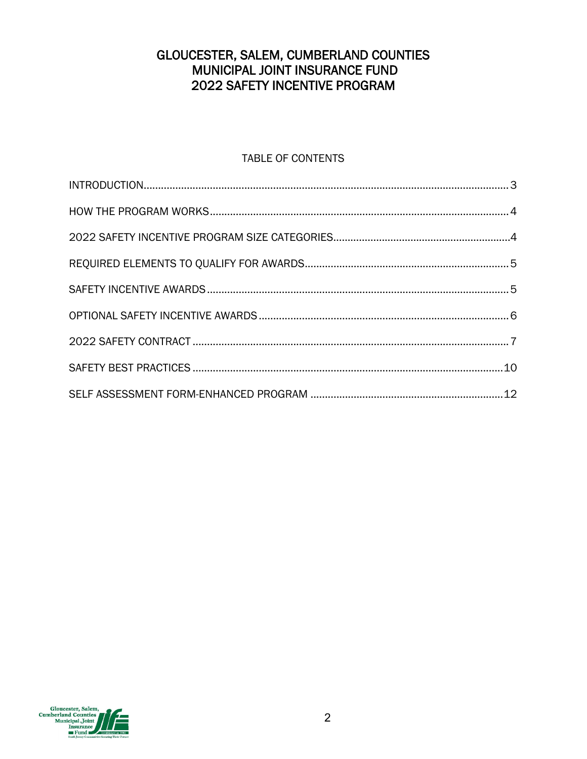# GLOUCESTER, SALEM, CUMBERLAND COUNTIES MUNICIPAL JOINT INSURANCE FUND 2022 SAFETY INCENTIVE PROGRAM

## TABLE OF CONTENTS

| | |
|---|---|
| INTRODUCTION | 3 |
| HOW THE PROGRAM WORKS | 4 |
| 2022 SAFETY INCENTIVE PROGRAM SIZE CATEGORIES | 4 |
| REQUIRED ELEMENTS TO QUALIFY FOR AWARDS | 5 |
| SAFETY INCENTIVE AWARDS | 5 |
| OPTIONAL SAFETY INCENTIVE AWARDS | 6 |
| 2022 SAFETY CONTRACT | 7 |
| SAFETY BEST PRACTICES | 10 |
| SELF ASSESSMENT FORM-ENHANCED PROGRAM | 12 |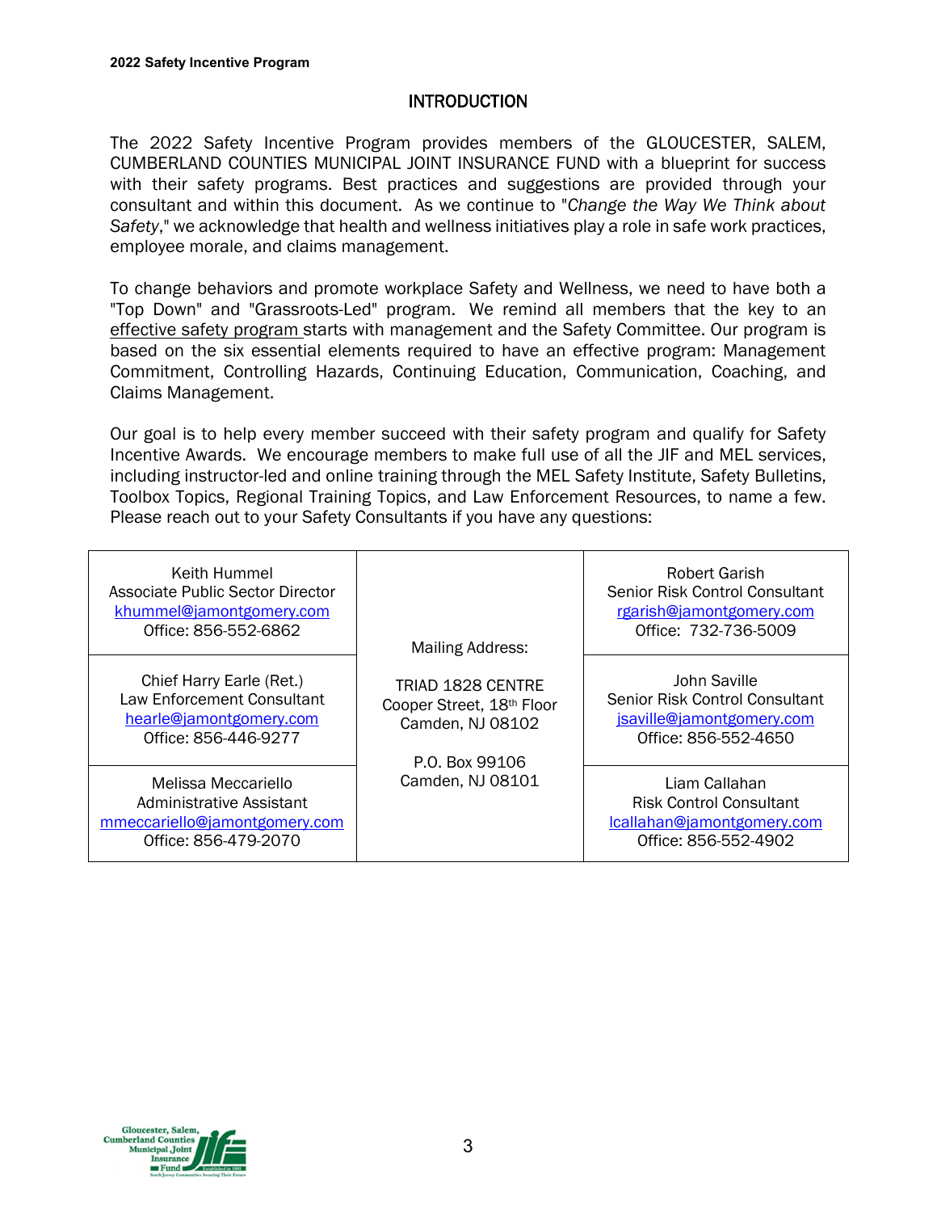## INTRODUCTION

The 2022 Safety Incentive Program provides members of the GLOUCESTER, SALEM, CUMBERLAND COUNTIES MUNICIPAL JOINT INSURANCE FUND with a blueprint for success with their safety programs. Best practices and suggestions are provided through your consultant and within this document. As we continue to "*Change the Way We Think about Safety*," we acknowledge that health and wellness initiatives play a role in safe work practices, employee morale, and claims management.

To change behaviors and promote workplace Safety and Wellness, we need to have both a "Top Down" and "Grassroots-Led" program. We remind all members that the key to an effective safety program starts with management and the Safety Committee. Our program is based on the six essential elements required to have an effective program: Management Commitment, Controlling Hazards, Continuing Education, Communication, Coaching, and Claims Management.

Our goal is to help every member succeed with their safety program and qualify for Safety Incentive Awards. We encourage members to make full use of all the JIF and MEL services, including instructor-led and online training through the MEL Safety Institute, Safety Bulletins, Toolbox Topics, Regional Training Topics, and Law Enforcement Resources, to name a few. Please reach out to your Safety Consultants if you have any questions:

| | | |
|---|---|---|
| Keith Hummel<br>Associate Public Sector Director<br>khummel@jamontgomery.com<br>Office: 856-552-6862 | Mailing Address:<br><br>TRIAD 1828 CENTRE<br>Cooper Street, 18th Floor<br>Camden, NJ 08102<br><br>P.O. Box 99106<br>Camden, NJ 08101 | Robert Garish<br>Senior Risk Control Consultant<br>rgarish@jamontgomery.com<br>Office: 732-736-5009 |
| Chief Harry Earle (Ret.)<br>Law Enforcement Consultant<br>hearle@jamontgomery.com<br>Office: 856-446-9277 | | John Saville<br>Senior Risk Control Consultant<br>jsaville@jamontgomery.com<br>Office: 856-552-4650 |
| Melissa Meccariello<br>Administrative Assistant<br>mmeccariello@jamontgomery.com<br>Office: 856-479-2070 | | Liam Callahan<br>Risk Control Consultant<br>lcallahan@jamontgomery.com<br>Office: 856-552-4902 |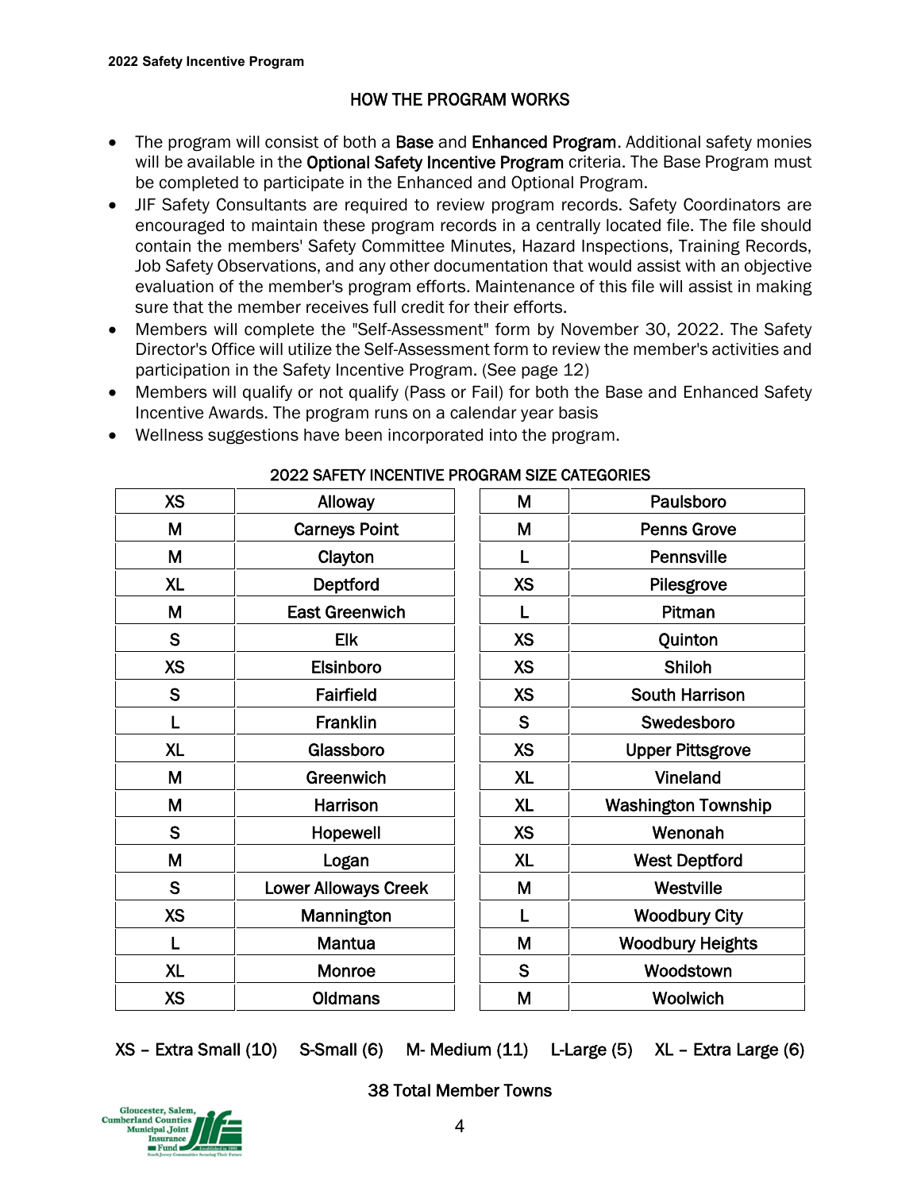## HOW THE PROGRAM WORKS

- The program will consist of both a **Base** and **Enhanced Program**. Additional safety monies will be available in the **Optional Safety Incentive Program** criteria. The Base Program must be completed to participate in the Enhanced and Optional Program.
- JIF Safety Consultants are required to review program records. Safety Coordinators are encouraged to maintain these program records in a centrally located file. The file should contain the members' Safety Committee Minutes, Hazard Inspections, Training Records, Job Safety Observations, and any other documentation that would assist with an objective evaluation of the member's program efforts. Maintenance of this file will assist in making sure that the member receives full credit for their efforts.
- Members will complete the "Self-Assessment" form by November 30, 2022. The Safety Director's Office will utilize the Self-Assessment form to review the member's activities and participation in the Safety Incentive Program. (See page 12)
- Members will qualify or not qualify (Pass or Fail) for both the Base and Enhanced Safety Incentive Awards. The program runs on a calendar year basis
- Wellness suggestions have been incorporated into the program.

### 2022 SAFETY INCENTIVE PROGRAM SIZE CATEGORIES

| Size | Town | Size | Town |
|---|---|---|---|
| XS | Alloway | M | Paulsboro |
| M | Carneys Point | M | Penns Grove |
| M | Clayton | L | Pennsville |
| XL | Deptford | XS | Pilesgrove |
| M | East Greenwich | L | Pitman |
| S | Elk | XS | Quinton |
| XS | Elsinboro | XS | Shiloh |
| S | Fairfield | XS | South Harrison |
| L | Franklin | S | Swedesboro |
| XL | Glassboro | XS | Upper Pittsgrove |
| M | Greenwich | XL | Vineland |
| M | Harrison | XL | Washington Township |
| S | Hopewell | XS | Wenonah |
| M | Logan | XL | West Deptford |
| S | Lower Alloways Creek | M | Westville |
| XS | Mannington | L | Woodbury City |
| L | Mantua | M | Woodbury Heights |
| XL | Monroe | S | Woodstown |
| XS | Oldmans | M | Woolwich |

XS – Extra Small (10)  S-Small (6)  M- Medium (11)  L-Large (5)  XL – Extra Large (6)

38 Total Member Towns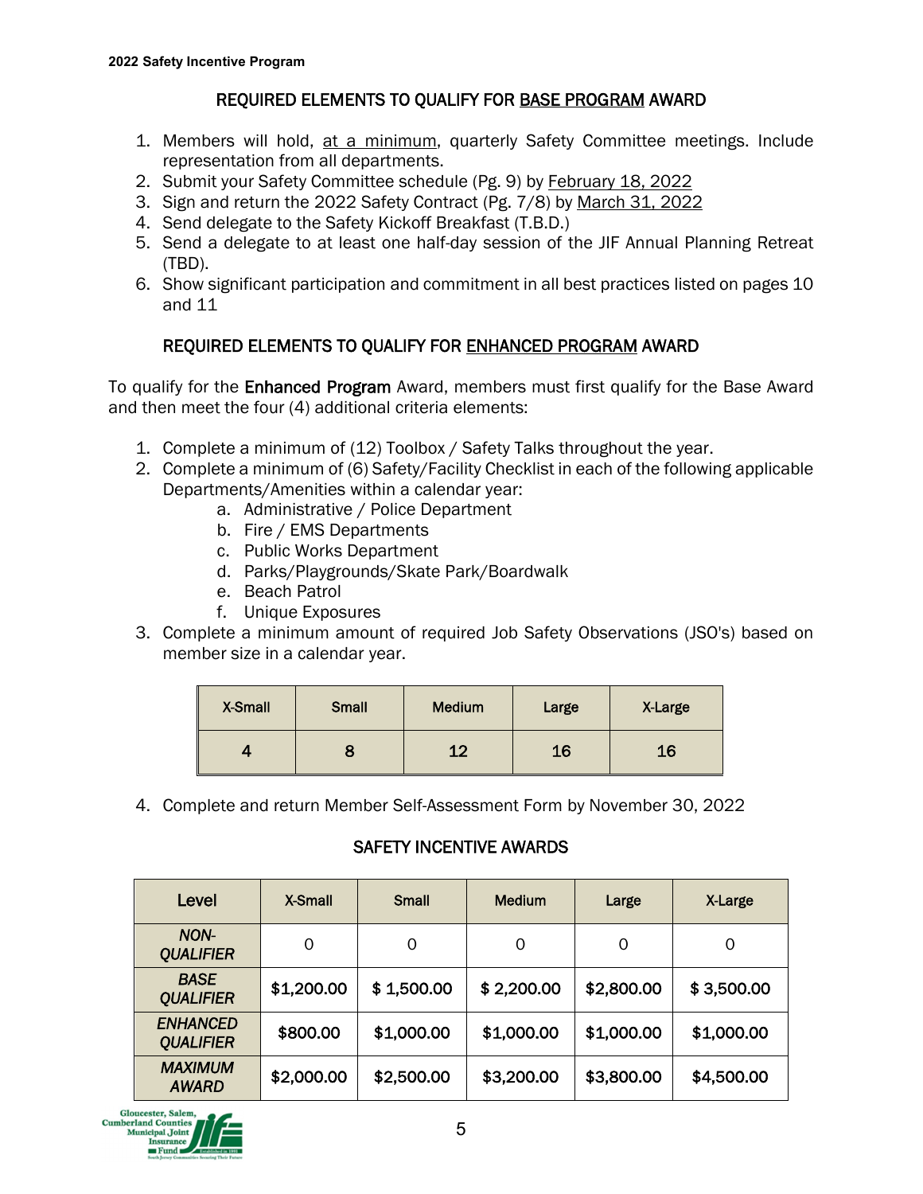## REQUIRED ELEMENTS TO QUALIFY FOR BASE PROGRAM AWARD

1. Members will hold, at a minimum, quarterly Safety Committee meetings. Include representation from all departments.
2. Submit your Safety Committee schedule (Pg. 9) by February 18, 2022
3. Sign and return the 2022 Safety Contract (Pg. 7/8) by March 31, 2022
4. Send delegate to the Safety Kickoff Breakfast (T.B.D.)
5. Send a delegate to at least one half-day session of the JIF Annual Planning Retreat (TBD).
6. Show significant participation and commitment in all best practices listed on pages 10 and 11

## REQUIRED ELEMENTS TO QUALIFY FOR ENHANCED PROGRAM AWARD

To qualify for the **Enhanced Program** Award, members must first qualify for the Base Award and then meet the four (4) additional criteria elements:

1. Complete a minimum of (12) Toolbox / Safety Talks throughout the year.
2. Complete a minimum of (6) Safety/Facility Checklist in each of the following applicable Departments/Amenities within a calendar year:
   a. Administrative / Police Department
   b. Fire / EMS Departments
   c. Public Works Department
   d. Parks/Playgrounds/Skate Park/Boardwalk
   e. Beach Patrol
   f. Unique Exposures
3. Complete a minimum amount of required Job Safety Observations (JSO's) based on member size in a calendar year.

| X-Small | Small | Medium | Large | X-Large |
|---|---|---|---|---|
| 4 | 8 | 12 | 16 | 16 |

4. Complete and return Member Self-Assessment Form by November 30, 2022

## SAFETY INCENTIVE AWARDS

| Level | X-Small | Small | Medium | Large | X-Large |
|---|---|---|---|---|---|
| *NON-QUALIFIER* | 0 | 0 | 0 | 0 | 0 |
| *BASE QUALIFIER* | $1,200.00 | $ 1,500.00 | $ 2,200.00 | $2,800.00 | $ 3,500.00 |
| *ENHANCED QUALIFIER* | $800.00 | $1,000.00 | $1,000.00 | $1,000.00 | $1,000.00 |
| *MAXIMUM AWARD* | $2,000.00 | $2,500.00 | $3,200.00 | $3,800.00 | $4,500.00 |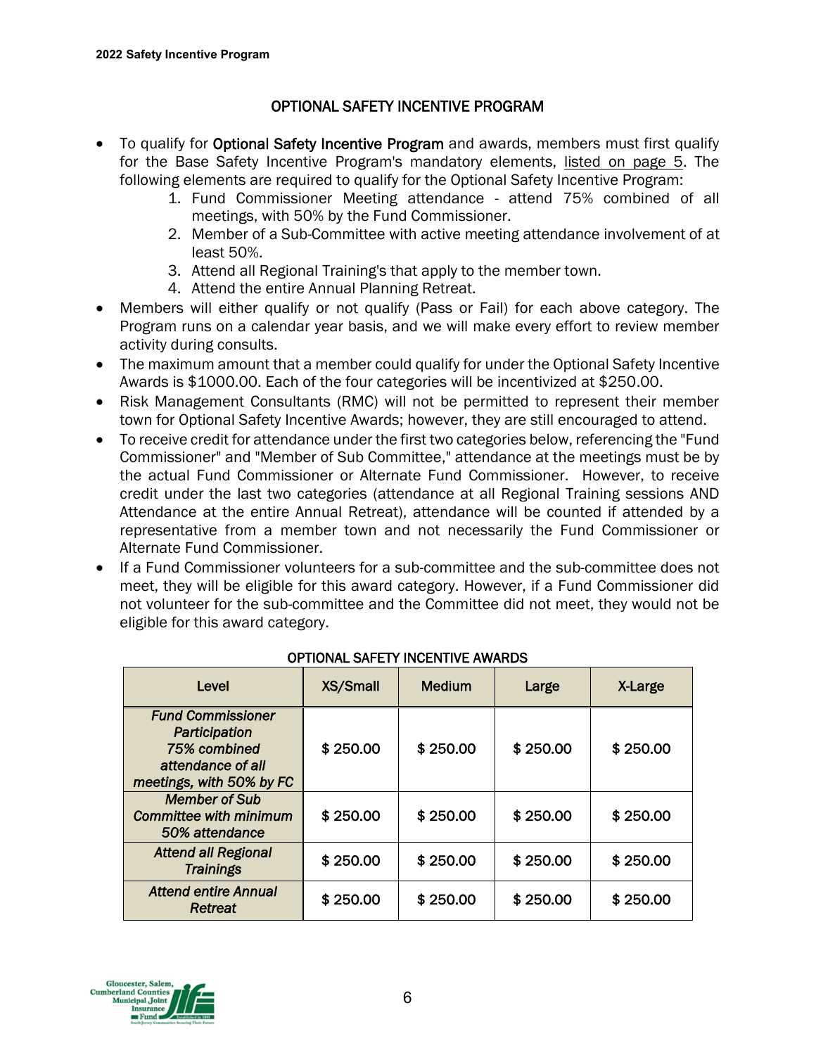## OPTIONAL SAFETY INCENTIVE PROGRAM

- To qualify for **Optional Safety Incentive Program** and awards, members must first qualify for the Base Safety Incentive Program's mandatory elements, listed on page 5. The following elements are required to qualify for the Optional Safety Incentive Program:
    1. Fund Commissioner Meeting attendance - attend 75% combined of all meetings, with 50% by the Fund Commissioner.
    2. Member of a Sub-Committee with active meeting attendance involvement of at least 50%.
    3. Attend all Regional Training's that apply to the member town.
    4. Attend the entire Annual Planning Retreat.
- Members will either qualify or not qualify (Pass or Fail) for each above category. The Program runs on a calendar year basis, and we will make every effort to review member activity during consults.
- The maximum amount that a member could qualify for under the Optional Safety Incentive Awards is $1000.00. Each of the four categories will be incentivized at $250.00.
- Risk Management Consultants (RMC) will not be permitted to represent their member town for Optional Safety Incentive Awards; however, they are still encouraged to attend.
- To receive credit for attendance under the first two categories below, referencing the "Fund Commissioner" and "Member of Sub Committee," attendance at the meetings must be by the actual Fund Commissioner or Alternate Fund Commissioner. However, to receive credit under the last two categories (attendance at all Regional Training sessions AND Attendance at the entire Annual Retreat), attendance will be counted if attended by a representative from a member town and not necessarily the Fund Commissioner or Alternate Fund Commissioner.
- If a Fund Commissioner volunteers for a sub-committee and the sub-committee does not meet, they will be eligible for this award category. However, if a Fund Commissioner did not volunteer for the sub-committee and the Committee did not meet, they would not be eligible for this award category.

### OPTIONAL SAFETY INCENTIVE AWARDS

| Level | XS/Small | Medium | Large | X-Large |
|---|---|---|---|---|
| *Fund Commissioner Participation 75% combined attendance of all meetings, with 50% by FC* | $ 250.00 | $ 250.00 | $ 250.00 | $ 250.00 |
| *Member of Sub Committee with minimum 50% attendance* | $ 250.00 | $ 250.00 | $ 250.00 | $ 250.00 |
| *Attend all Regional Trainings* | $ 250.00 | $ 250.00 | $ 250.00 | $ 250.00 |
| *Attend entire Annual Retreat* | $ 250.00 | $ 250.00 | $ 250.00 | $ 250.00 |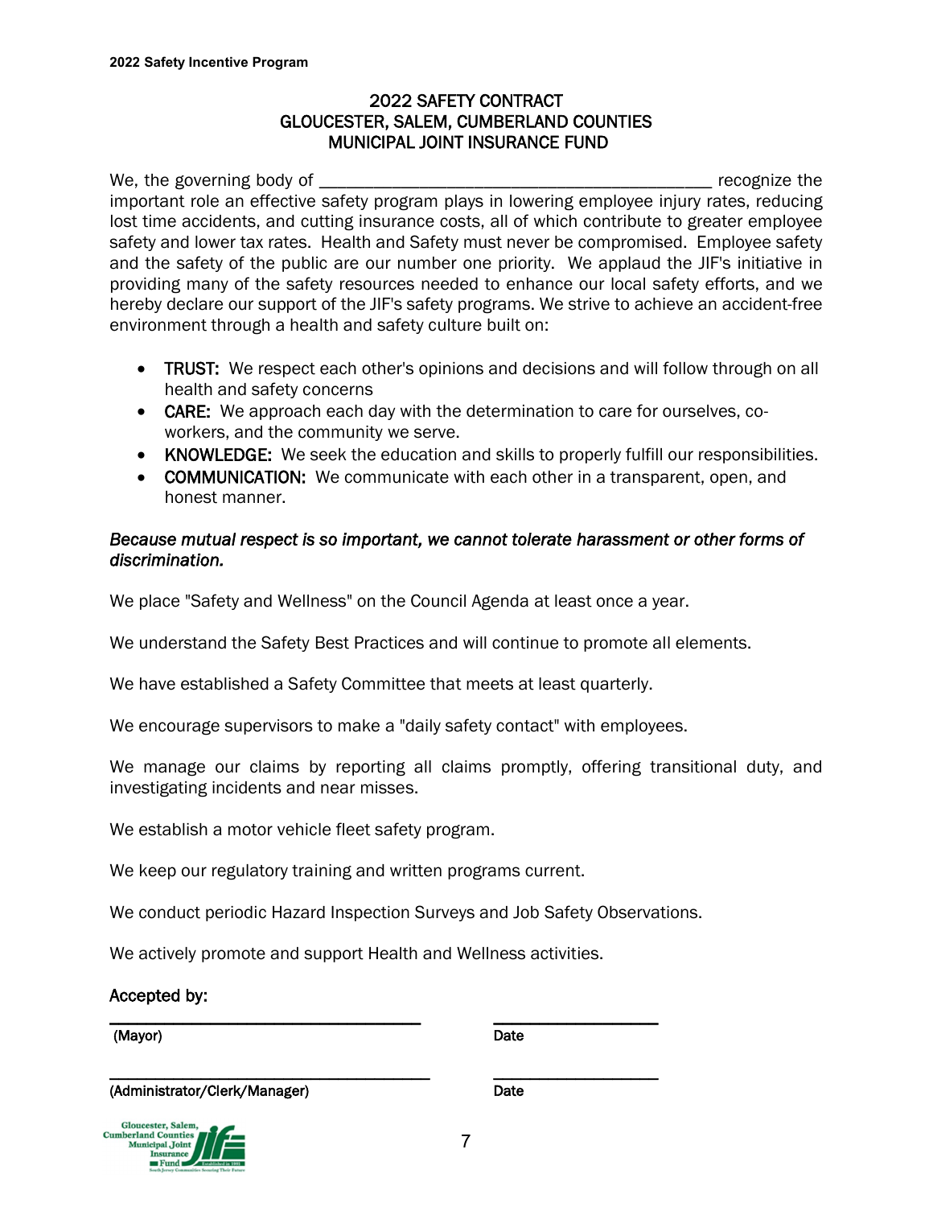## 2022 SAFETY CONTRACT
## GLOUCESTER, SALEM, CUMBERLAND COUNTIES
## MUNICIPAL JOINT INSURANCE FUND

We, the governing body of ___________________________________________ recognize the important role an effective safety program plays in lowering employee injury rates, reducing lost time accidents, and cutting insurance costs, all of which contribute to greater employee safety and lower tax rates. Health and Safety must never be compromised. Employee safety and the safety of the public are our number one priority. We applaud the JIF's initiative in providing many of the safety resources needed to enhance our local safety efforts, and we hereby declare our support of the JIF's safety programs. We strive to achieve an accident-free environment through a health and safety culture built on:

- **TRUST:** We respect each other's opinions and decisions and will follow through on all health and safety concerns
- **CARE:** We approach each day with the determination to care for ourselves, co-workers, and the community we serve.
- **KNOWLEDGE:** We seek the education and skills to properly fulfill our responsibilities.
- **COMMUNICATION:** We communicate with each other in a transparent, open, and honest manner.

*Because mutual respect is so important, we cannot tolerate harassment or other forms of discrimination.*

We place "Safety and Wellness" on the Council Agenda at least once a year.

We understand the Safety Best Practices and will continue to promote all elements.

We have established a Safety Committee that meets at least quarterly.

We encourage supervisors to make a "daily safety contact" with employees.

We manage our claims by reporting all claims promptly, offering transitional duty, and investigating incidents and near misses.

We establish a motor vehicle fleet safety program.

We keep our regulatory training and written programs current.

We conduct periodic Hazard Inspection Surveys and Job Safety Observations.

We actively promote and support Health and Wellness activities.

**Accepted by:**

_________________________________ _________________

(Mayor) Date

_________________________________ _________________

(Administrator/Clerk/Manager) Date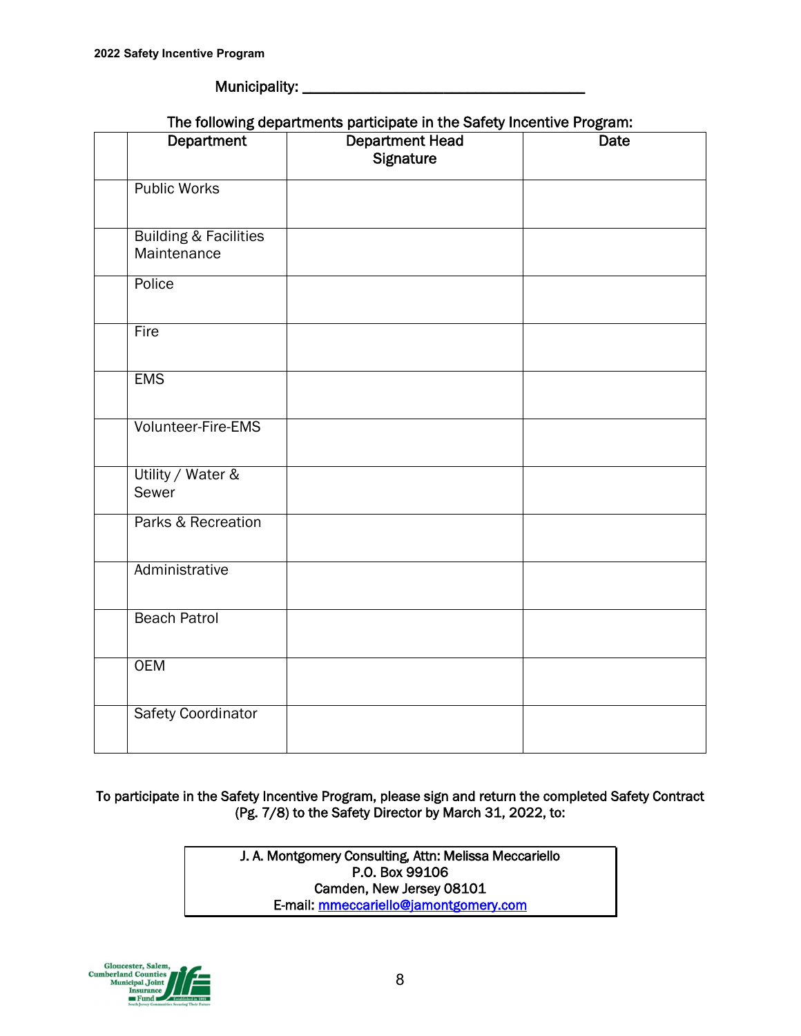**2022 Safety Incentive Program**

Municipality: ___________________________________

The following departments participate in the Safety Incentive Program:

| | Department | Department Head Signature | Date |
|---|---|---|---|
| | Public Works | | |
| | Building & Facilities Maintenance | | |
| | Police | | |
| | Fire | | |
| | EMS | | |
| | Volunteer-Fire-EMS | | |
| | Utility / Water & Sewer | | |
| | Parks & Recreation | | |
| | Administrative | | |
| | Beach Patrol | | |
| | OEM | | |
| | Safety Coordinator | | |

To participate in the Safety Incentive Program, please sign and return the completed Safety Contract (Pg. 7/8) to the Safety Director by March 31, 2022, to:

J. A. Montgomery Consulting, Attn: Melissa Meccariello
P.O. Box 99106
Camden, New Jersey 08101
E-mail: mmeccariello@jamontgomery.com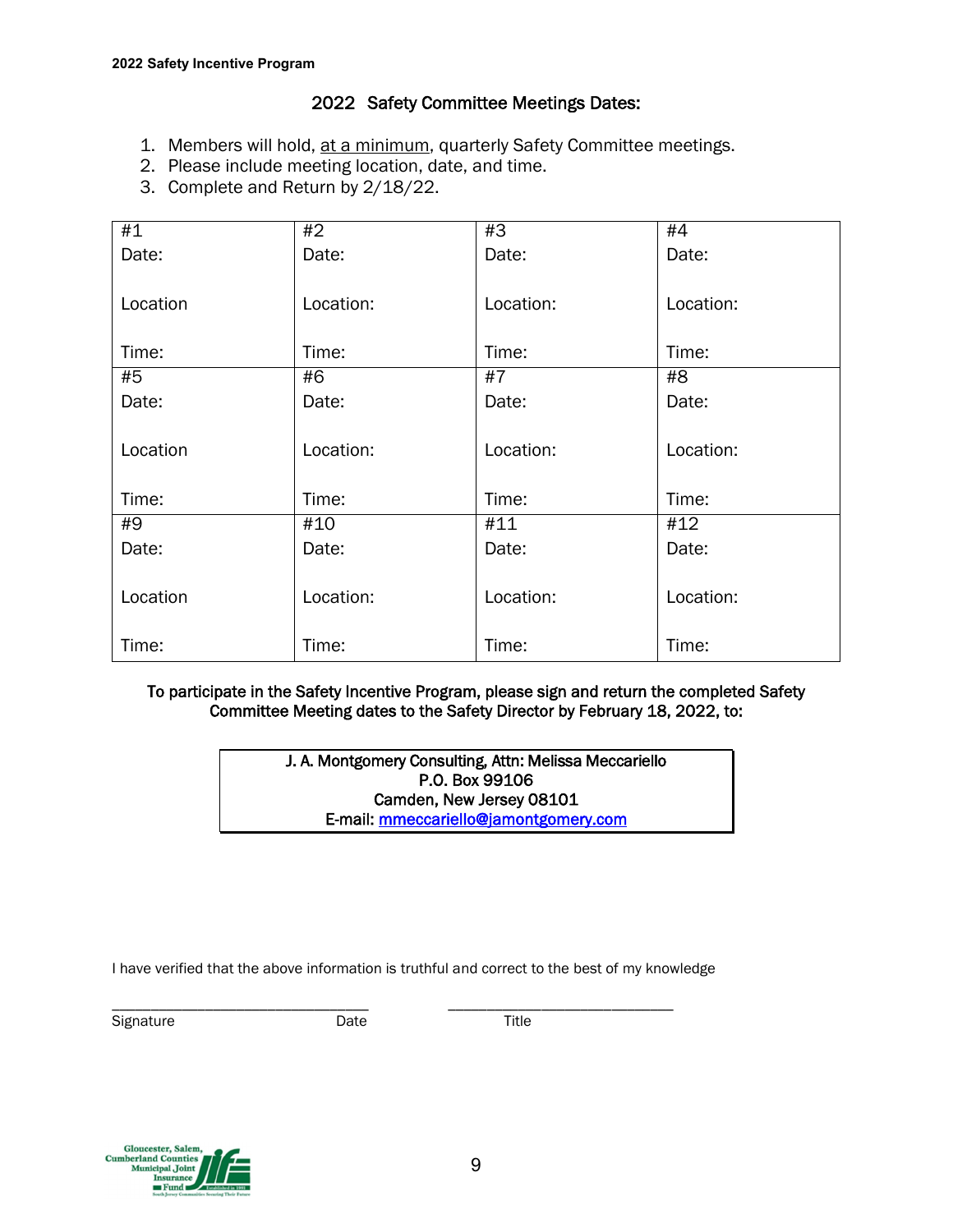**2022 Safety Incentive Program**

## 2022 Safety Committee Meetings Dates:

1. Members will hold, <u>at a minimum</u>, quarterly Safety Committee meetings.
2. Please include meeting location, date, and time.
3. Complete and Return by 2/18/22.

| #1<br>Date:<br><br>Location<br><br>Time: | #2<br>Date:<br><br>Location:<br><br>Time: | #3<br>Date:<br><br>Location:<br><br>Time: | #4<br>Date:<br><br>Location:<br><br>Time: |
|---|---|---|---|
| #5<br>Date:<br><br>Location<br><br>Time: | #6<br>Date:<br><br>Location:<br><br>Time: | #7<br>Date:<br><br>Location:<br><br>Time: | #8<br>Date:<br><br>Location:<br><br>Time: |
| #9<br>Date:<br><br>Location<br><br>Time: | #10<br>Date:<br><br>Location:<br><br>Time: | #11<br>Date:<br><br>Location:<br><br>Time: | #12<br>Date:<br><br>Location:<br><br>Time: |

**To participate in the Safety Incentive Program, please sign and return the completed Safety Committee Meeting dates to the Safety Director by February 18, 2022, to:**

**J. A. Montgomery Consulting, Attn: Melissa Meccariello**
**P.O. Box 99106**
**Camden, New Jersey 08101**
**E-mail: mmeccariello@jamontgomery.com**

I have verified that the above information is truthful and correct to the best of my knowledge

\_\_\_\_\_\_\_\_\_\_\_\_\_\_\_\_\_\_\_\_\_\_\_\_\_\_\_\_\_\_\_\_ \_\_\_\_\_\_\_\_\_\_\_\_\_\_\_\_\_\_\_\_\_\_\_\_\_\_\_\_
Signature Date Title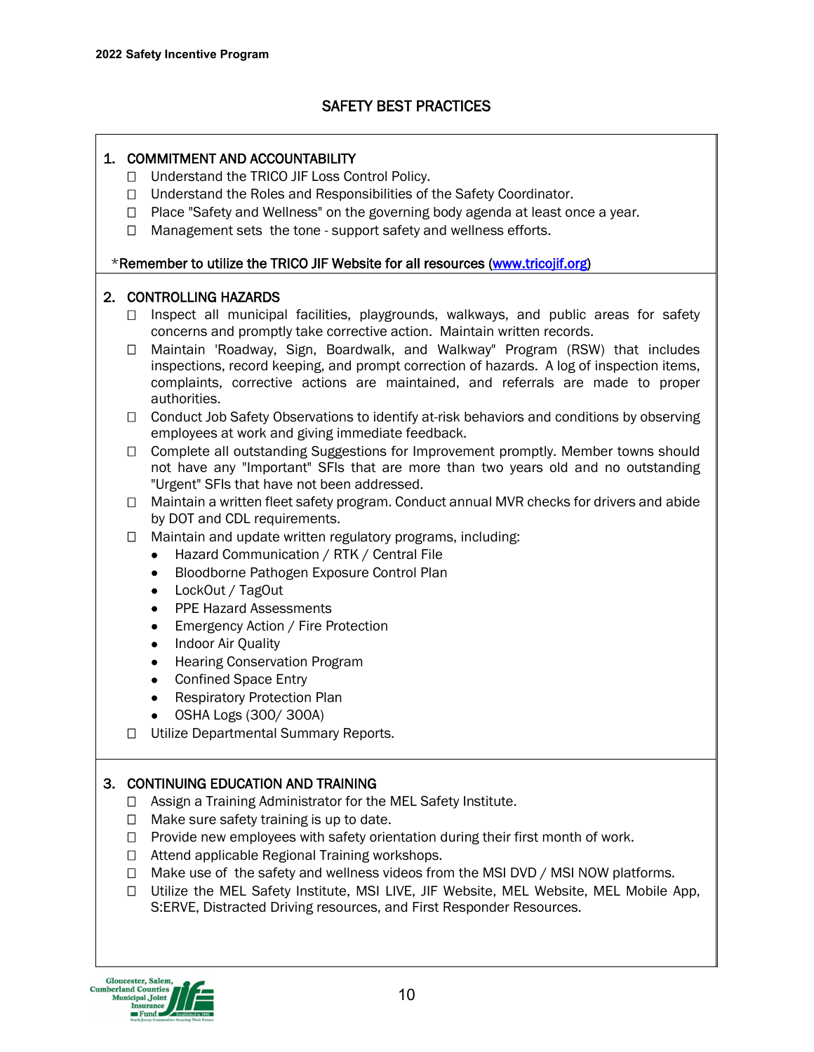# SAFETY BEST PRACTICES

## 1. COMMITMENT AND ACCOUNTABILITY

- ☐ Understand the TRICO JIF Loss Control Policy.
- ☐ Understand the Roles and Responsibilities of the Safety Coordinator.
- ☐ Place "Safety and Wellness" on the governing body agenda at least once a year.
- ☐ Management sets the tone - support safety and wellness efforts.

*Remember to utilize the TRICO JIF Website for all resources (www.tricojif.org)

## 2. CONTROLLING HAZARDS

- ☐ Inspect all municipal facilities, playgrounds, walkways, and public areas for safety concerns and promptly take corrective action. Maintain written records.
- ☐ Maintain 'Roadway, Sign, Boardwalk, and Walkway" Program (RSW) that includes inspections, record keeping, and prompt correction of hazards. A log of inspection items, complaints, corrective actions are maintained, and referrals are made to proper authorities.
- ☐ Conduct Job Safety Observations to identify at-risk behaviors and conditions by observing employees at work and giving immediate feedback.
- ☐ Complete all outstanding Suggestions for Improvement promptly. Member towns should not have any "Important" SFIs that are more than two years old and no outstanding "Urgent" SFIs that have not been addressed.
- ☐ Maintain a written fleet safety program. Conduct annual MVR checks for drivers and abide by DOT and CDL requirements.
- ☐ Maintain and update written regulatory programs, including:
  - Hazard Communication / RTK / Central File
  - Bloodborne Pathogen Exposure Control Plan
  - LockOut / TagOut
  - PPE Hazard Assessments
  - Emergency Action / Fire Protection
  - Indoor Air Quality
  - Hearing Conservation Program
  - Confined Space Entry
  - Respiratory Protection Plan
  - OSHA Logs (300/ 300A)
- ☐ Utilize Departmental Summary Reports.

## 3. CONTINUING EDUCATION AND TRAINING

- ☐ Assign a Training Administrator for the MEL Safety Institute.
- ☐ Make sure safety training is up to date.
- ☐ Provide new employees with safety orientation during their first month of work.
- ☐ Attend applicable Regional Training workshops.
- ☐ Make use of the safety and wellness videos from the MSI DVD / MSI NOW platforms.
- ☐ Utilize the MEL Safety Institute, MSI LIVE, JIF Website, MEL Website, MEL Mobile App, S:ERVE, Distracted Driving resources, and First Responder Resources.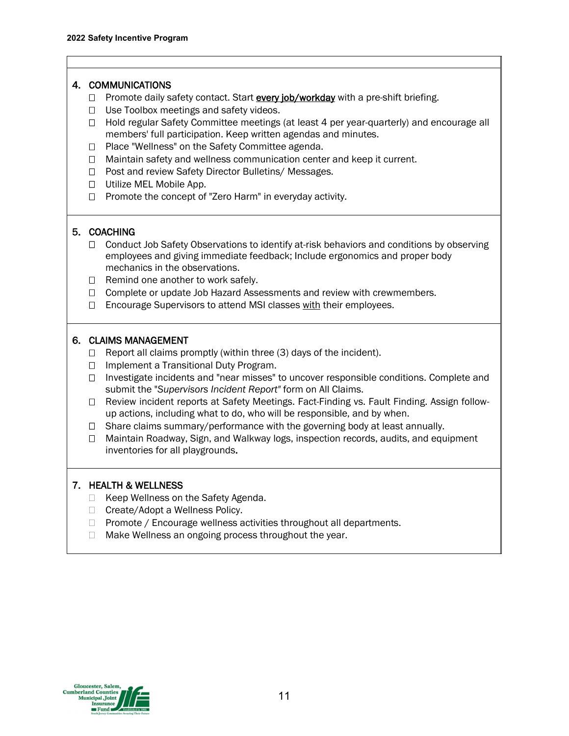4. COMMUNICATIONS
   - ☐ Promote daily safety contact. Start **every job/workday** with a pre-shift briefing.
   - ☐ Use Toolbox meetings and safety videos.
   - ☐ Hold regular Safety Committee meetings (at least 4 per year-quarterly) and encourage all members' full participation. Keep written agendas and minutes.
   - ☐ Place "Wellness" on the Safety Committee agenda.
   - ☐ Maintain safety and wellness communication center and keep it current.
   - ☐ Post and review Safety Director Bulletins/ Messages.
   - ☐ Utilize MEL Mobile App.
   - ☐ Promote the concept of "Zero Harm" in everyday activity.

5. COACHING
   - ☐ Conduct Job Safety Observations to identify at-risk behaviors and conditions by observing employees and giving immediate feedback; Include ergonomics and proper body mechanics in the observations.
   - ☐ Remind one another to work safely.
   - ☐ Complete or update Job Hazard Assessments and review with crewmembers.
   - ☐ Encourage Supervisors to attend MSI classes with their employees.

6. CLAIMS MANAGEMENT
   - ☐ Report all claims promptly (within three (3) days of the incident).
   - ☐ Implement a Transitional Duty Program.
   - ☐ Investigate incidents and "near misses" to uncover responsible conditions. Complete and submit the "*Supervisors Incident Report"* form on All Claims.
   - ☐ Review incident reports at Safety Meetings. Fact-Finding vs. Fault Finding. Assign follow-up actions, including what to do, who will be responsible, and by when.
   - ☐ Share claims summary/performance with the governing body at least annually.
   - ☐ Maintain Roadway, Sign, and Walkway logs, inspection records, audits, and equipment inventories for all playgrounds.

7. HEALTH & WELLNESS
   - ☐ Keep Wellness on the Safety Agenda.
   - ☐ Create/Adopt a Wellness Policy.
   - ☐ Promote / Encourage wellness activities throughout all departments.
   - ☐ Make Wellness an ongoing process throughout the year.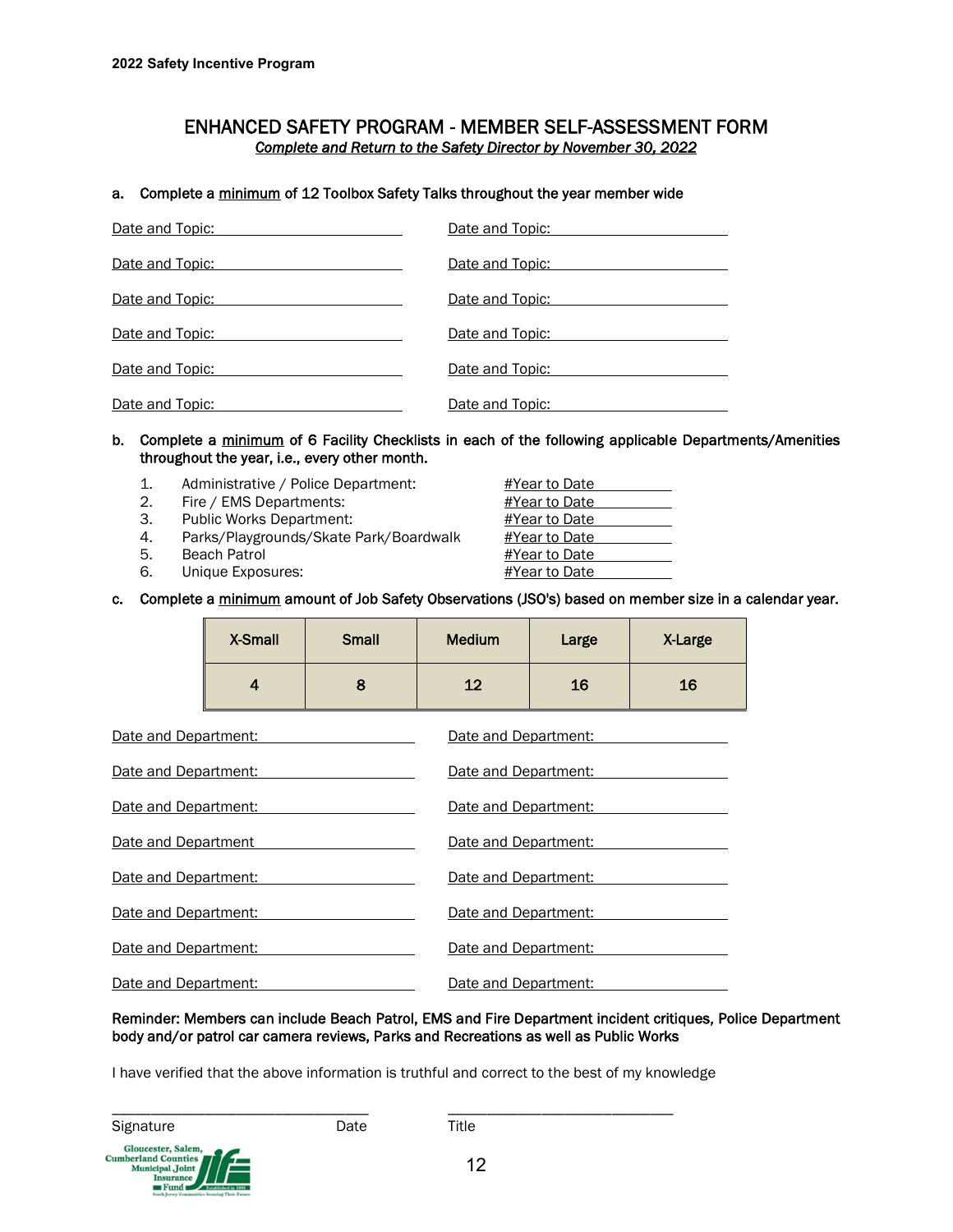## ENHANCED SAFETY PROGRAM - MEMBER SELF-ASSESSMENT FORM

***Complete and Return to the Safety Director by November 30, 2022***

**a. Complete a minimum of 12 Toolbox Safety Talks throughout the year member wide**

Date and Topic: ____________________ Date and Topic: ____________________

Date and Topic: ____________________ Date and Topic: ____________________

Date and Topic: ____________________ Date and Topic: ____________________

Date and Topic: ____________________ Date and Topic: ____________________

Date and Topic: ____________________ Date and Topic: ____________________

Date and Topic: ____________________ Date and Topic: ____________________

**b. Complete a minimum of 6 Facility Checklists in each of the following applicable Departments/Amenities throughout the year, i.e., every other month.**

1. Administrative / Police Department: #Year to Date ________
2. Fire / EMS Departments: #Year to Date ________
3. Public Works Department: #Year to Date ________
4. Parks/Playgrounds/Skate Park/Boardwalk #Year to Date ________
5. Beach Patrol #Year to Date ________
6. Unique Exposures: #Year to Date ________

**c. Complete a minimum amount of Job Safety Observations (JSO's) based on member size in a calendar year.**

| X-Small | Small | Medium | Large | X-Large |
|---|---|---|---|---|
| 4 | 8 | 12 | 16 | 16 |

Date and Department: ____________________ Date and Department: ____________________

Date and Department: ____________________ Date and Department: ____________________

Date and Department: ____________________ Date and Department: ____________________

Date and Department ____________________ Date and Department: ____________________

Date and Department: ____________________ Date and Department: ____________________

Date and Department: ____________________ Date and Department: ____________________

Date and Department: ____________________ Date and Department: ____________________

Date and Department: ____________________ Date and Department: ____________________

**Reminder: Members can include Beach Patrol, EMS and Fire Department incident critiques, Police Department body and/or patrol car camera reviews, Parks and Recreations as well as Public Works**

I have verified that the above information is truthful and correct to the best of my knowledge

______________________________ ______________________________

Signature Date Title

Gloucester, Salem, Cumberland Counties Municipal Joint Insurance Fund